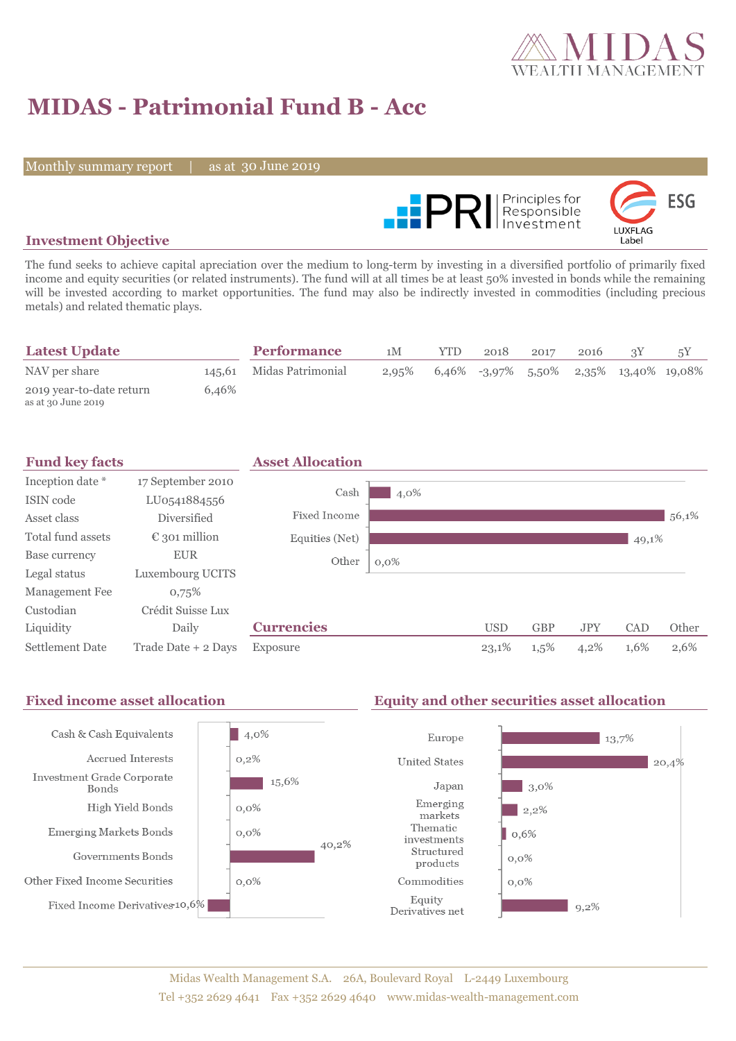# MIDAS - Patrimonial Fund B - Acc

Monthly summary report | as at 30 June 2019

## Investment Objective

The fund seeks to achieve capital apreciation over the medium to long-term by investing in a diversified portfolio of primarily fixed income and equity securities (or related instruments). The fund will at all times be at least 50% invested in bonds while the remaining will be invested according to market opportunities. The fund may also be indirectly invested in commodities (including precious metals) and related thematic plays.

## Latest Update

| | |
|---|---|
| NAV per share | 145,61 |
| 2019 year-to-date return<br>as at 30 June 2019 | 6,46% |

## Performance

| | 1M | YTD | 2018 | 2017 | 2016 | 3Y | 5Y |
|---|---|---|---|---|---|---|---|
| Midas Patrimonial | 2,95% | 6,46% | -3,97% | 5,50% | 2,35% | 13,40% | 19,08% |

## Fund key facts

| | |
|---|---|
| Inception date * | 17 September 2010 |
| ISIN code | LU0541884556 |
| Asset class | Diversified |
| Total fund assets | € 301 million |
| Base currency | EUR |
| Legal status | Luxembourg UCITS |
| Management Fee | 0,75% |
| Custodian | Crédit Suisse Lux |
| Liquidity | Daily |
| Settlement Date | Trade Date + 2 Days |

## Asset Allocation

| | |
|---|---|
| Cash | 4,0% |
| Fixed Income | 56,1% |
| Equities (Net) | 49,1% |
| Other | 0,0% |

## Currencies

| | USD | GBP | JPY | CAD | Other |
|---|---|---|---|---|---|
| Exposure | 23,1% | 1,5% | 4,2% | 1,6% | 2,6% |

## Fixed income asset allocation

| | |
|---|---|
| Cash & Cash Equivalents | 4,0% |
| Accrued Interests | 0,2% |
| Investment Grade Corporate Bonds | 15,6% |
| High Yield Bonds | 0,0% |
| Emerging Markets Bonds | 0,0% |
| Governments Bonds | 40,2% |
| Other Fixed Income Securities | 0,0% |
| Fixed Income Derivatives | -10,6% |

## Equity and other securities asset allocation

| | |
|---|---|
| Europe | 13,7% |
| United States | 20,4% |
| Japan | 3,0% |
| Emerging markets | 2,2% |
| Thematic investments | 0,6% |
| Structured products | 0,0% |
| Commodities | 0,0% |
| Equity Derivatives net | 9,2% |

Midas Wealth Management S.A. 26A, Boulevard Royal L-2449 Luxembourg
Tel +352 2629 4641 Fax +352 2629 4640 www.midas-wealth-management.com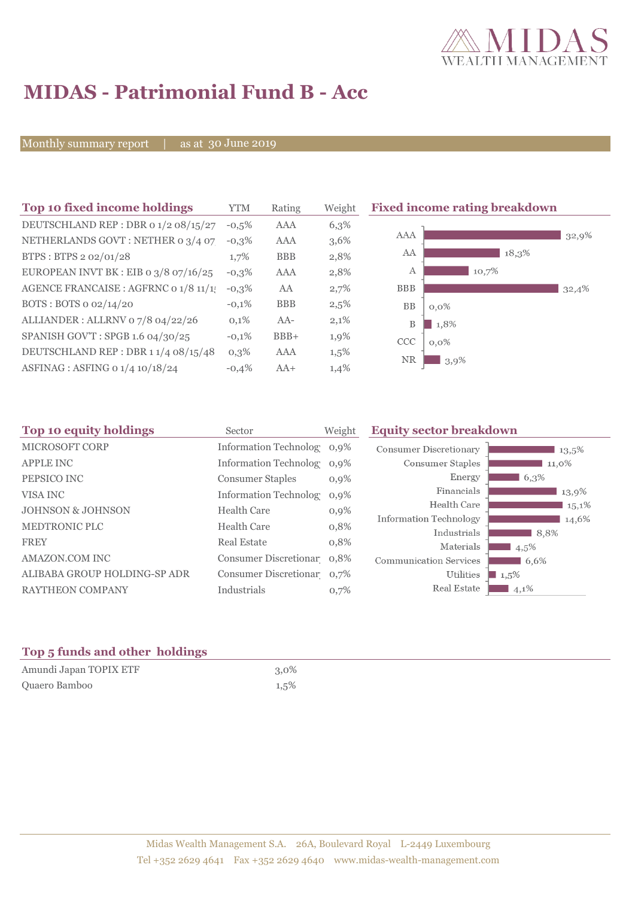# MIDAS - Patrimonial Fund B - Acc

Monthly summary report | as at 30 June 2019

## Top 10 fixed income holdings

| Top 10 fixed income holdings | YTM | Rating | Weight |
|---|---|---|---|
| DEUTSCHLAND REP : DBR 0 1/2 08/15/27 | -0,5% | AAA | 6,3% |
| NETHERLANDS GOVT : NETHER 0 3/4 07 | -0,3% | AAA | 3,6% |
| BTPS : BTPS 2 02/01/28 | 1,7% | BBB | 2,8% |
| EUROPEAN INVT BK : EIB 0 3/8 07/16/25 | -0,3% | AAA | 2,8% |
| AGENCE FRANCAISE : AGFRNC 0 1/8 11/1 | -0,3% | AA | 2,7% |
| BOTS : BOTS 0 02/14/20 | -0,1% | BBB | 2,5% |
| ALLIANDER : ALLRNV 0 7/8 04/22/26 | 0,1% | AA- | 2,1% |
| SPANISH GOV'T : SPGB 1.6 04/30/25 | -0,1% | BBB+ | 1,9% |
| DEUTSCHLAND REP : DBR 1 1/4 08/15/48 | 0,3% | AAA | 1,5% |
| ASFINAG : ASFING 0 1/4 10/18/24 | -0,4% | AA+ | 1,4% |

## Fixed income rating breakdown

| Rating | Weight |
|---|---|
| AAA | 32,9% |
| AA | 18,3% |
| A | 10,7% |
| BBB | 32,4% |
| BB | 0,0% |
| B | 1,8% |
| CCC | 0,0% |
| NR | 3,9% |

## Top 10 equity holdings

| Top 10 equity holdings | Sector | Weight |
|---|---|---|
| MICROSOFT CORP | Information Technolog | 0,9% |
| APPLE INC | Information Technolog | 0,9% |
| PEPSICO INC | Consumer Staples | 0,9% |
| VISA INC | Information Technolog | 0,9% |
| JOHNSON & JOHNSON | Health Care | 0,9% |
| MEDTRONIC PLC | Health Care | 0,8% |
| FREY | Real Estate | 0,8% |
| AMAZON.COM INC | Consumer Discretionar | 0,8% |
| ALIBABA GROUP HOLDING-SP ADR | Consumer Discretionar | 0,7% |
| RAYTHEON COMPANY | Industrials | 0,7% |

## Equity sector breakdown

| Sector | Weight |
|---|---|
| Consumer Discretionary | 13,5% |
| Consumer Staples | 11,0% |
| Energy | 6,3% |
| Financials | 13,9% |
| Health Care | 15,1% |
| Information Technology | 14,6% |
| Industrials | 8,8% |
| Materials | 4,5% |
| Communication Services | 6,6% |
| Utilities | 1,5% |
| Real Estate | 4,1% |

## Top 5 funds and other holdings

| Top 5 funds and other holdings | Weight |
|---|---|
| Amundi Japan TOPIX ETF | 3,0% |
| Quaero Bamboo | 1,5% |

Midas Wealth Management S.A. 26A, Boulevard Royal L-2449 Luxembourg
Tel +352 2629 4641 Fax +352 2629 4640 www.midas-wealth-management.com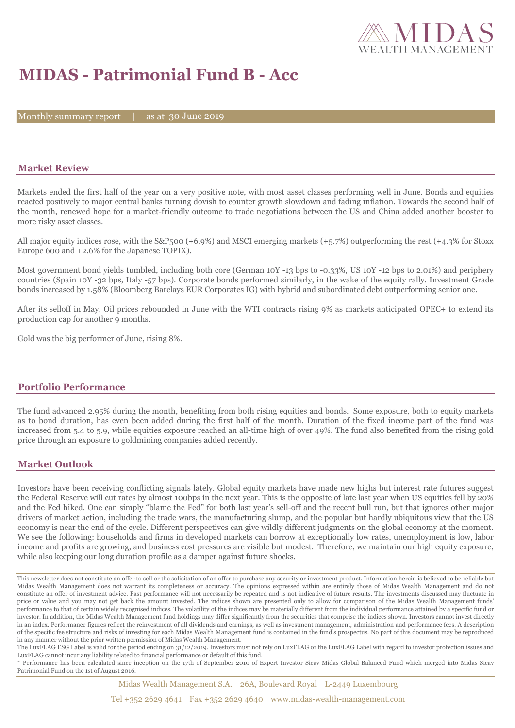# MIDAS - Patrimonial Fund B - Acc

Monthly summary report | as at 30 June 2019

## Market Review

Markets ended the first half of the year on a very positive note, with most asset classes performing well in June. Bonds and equities reacted positively to major central banks turning dovish to counter growth slowdown and fading inflation. Towards the second half of the month, renewed hope for a market-friendly outcome to trade negotiations between the US and China added another booster to more risky asset classes.

All major equity indices rose, with the S&P500 (+6.9%) and MSCI emerging markets (+5.7%) outperforming the rest (+4.3% for Stoxx Europe 600 and +2.6% for the Japanese TOPIX).

Most government bond yields tumbled, including both core (German 10Y -13 bps to -0.33%, US 10Y -12 bps to 2.01%) and periphery countries (Spain 10Y -32 bps, Italy -57 bps). Corporate bonds performed similarly, in the wake of the equity rally. Investment Grade bonds increased by 1.58% (Bloomberg Barclays EUR Corporates IG) with hybrid and subordinated debt outperforming senior one.

After its selloff in May, Oil prices rebounded in June with the WTI contracts rising 9% as markets anticipated OPEC+ to extend its production cap for another 9 months.

Gold was the big performer of June, rising 8%.

## Portfolio Performance

The fund advanced 2.95% during the month, benefiting from both rising equities and bonds. Some exposure, both to equity markets as to bond duration, has even been added during the first half of the month. Duration of the fixed income part of the fund was increased from 5.4 to 5.9, while equities exposure reached an all-time high of over 49%. The fund also benefited from the rising gold price through an exposure to goldmining companies added recently.

## Market Outlook

Investors have been receiving conflicting signals lately. Global equity markets have made new highs but interest rate futures suggest the Federal Reserve will cut rates by almost 100bps in the next year. This is the opposite of late last year when US equities fell by 20% and the Fed hiked. One can simply "blame the Fed" for both last year's sell-off and the recent bull run, but that ignores other major drivers of market action, including the trade wars, the manufacturing slump, and the popular but hardly ubiquitous view that the US economy is near the end of the cycle. Different perspectives can give wildly different judgments on the global economy at the moment. We see the following: households and firms in developed markets can borrow at exceptionally low rates, unemployment is low, labor income and profits are growing, and business cost pressures are visible but modest. Therefore, we maintain our high equity exposure, while also keeping our long duration profile as a damper against future shocks.

This newsletter does not constitute an offer to sell or the solicitation of an offer to purchase any security or investment product. Information herein is believed to be reliable but Midas Wealth Management does not warrant its completeness or accuracy. The opinions expressed within are entirely those of Midas Wealth Management and do not constitute an offer of investment advice. Past performance will not necessarily be repeated and is not indicative of future results. The investments discussed may fluctuate in price or value and you may not get back the amount invested. The indices shown are presented only to allow for comparison of the Midas Wealth Management funds' performance to that of certain widely recognised indices. The volatility of the indices may be materially different from the individual performance attained by a specific fund or investor. In addition, the Midas Wealth Management fund holdings may differ significantly from the securities that comprise the indices shown. Investors cannot invest directly in an index. Performance figures reflect the reinvestment of all dividends and earnings, as well as investment management, administration and performance fees. A description of the specific fee structure and risks of investing for each Midas Wealth Management fund is contained in the fund's prospectus. No part of this document may be reproduced in any manner without the prior written permission of Midas Wealth Management.

The LuxFLAG ESG Label is valid for the period ending on 31/12/2019. Investors must not rely on LuxFLAG or the LuxFLAG Label with regard to investor protection issues and LuxFLAG cannot incur any liability related to financial performance or default of this fund.

* Performance has been calculated since inception on the 17th of September 2010 of Expert Investor Sicav Midas Global Balanced Fund which merged into Midas Sicav Patrimonial Fund on the 1st of August 2016.

Midas Wealth Management S.A. 26A, Boulevard Royal L-2449 Luxembourg

Tel +352 2629 4641 Fax +352 2629 4640 www.midas-wealth-management.com